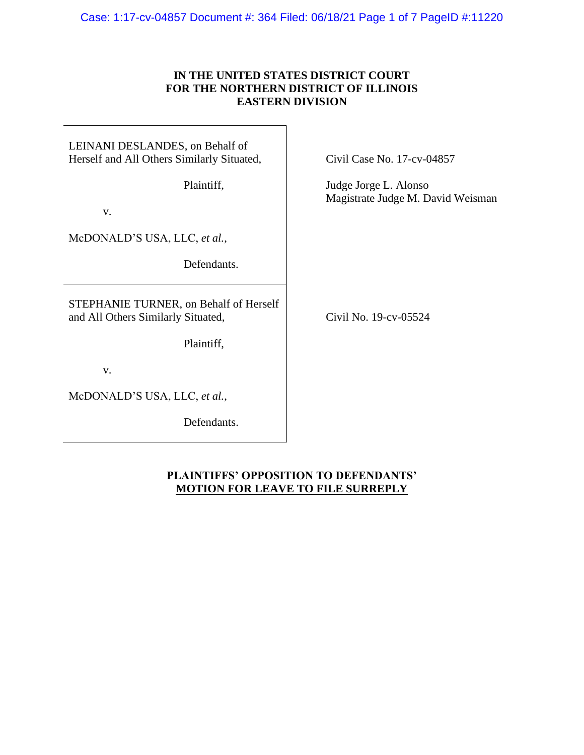**IN THE UNITED STATES DISTRICT COURT
FOR THE NORTHERN DISTRICT OF ILLINOIS
EASTERN DIVISION**

| | |
|---|---|
| LEINANI DESLANDES, on Behalf of Herself and All Others Similarly Situated,<br><br>Plaintiff,<br><br>v.<br><br>McDONALD'S USA, LLC, *et al.*,<br><br>Defendants. | Civil Case No. 17-cv-04857<br><br>Judge Jorge L. Alonso<br>Magistrate Judge M. David Weisman |
| STEPHANIE TURNER, on Behalf of Herself and All Others Similarly Situated,<br><br>Plaintiff,<br><br>v.<br><br>McDONALD'S USA, LLC, *et al.*,<br><br>Defendants. | Civil No. 19-cv-05524 |

**PLAINTIFFS' OPPOSITION TO DEFENDANTS' MOTION FOR LEAVE TO FILE SURREPLY**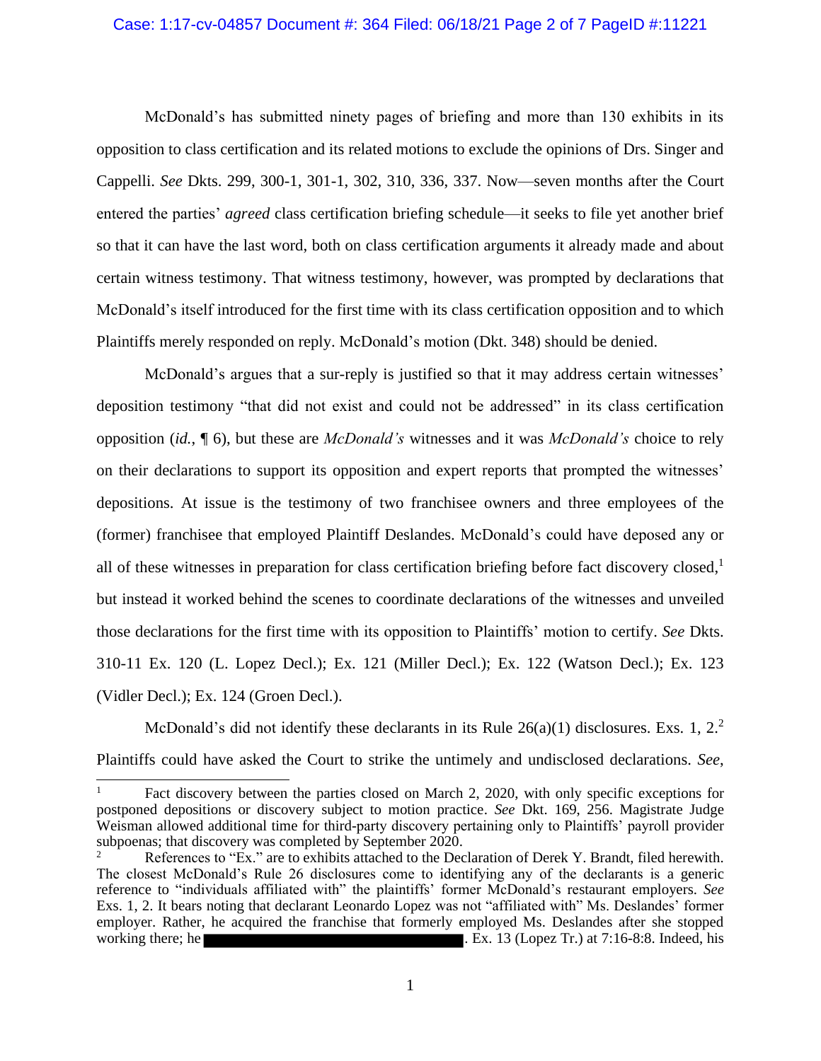McDonald's has submitted ninety pages of briefing and more than 130 exhibits in its opposition to class certification and its related motions to exclude the opinions of Drs. Singer and Cappelli. *See* Dkts. 299, 300-1, 301-1, 302, 310, 336, 337. Now—seven months after the Court entered the parties' *agreed* class certification briefing schedule—it seeks to file yet another brief so that it can have the last word, both on class certification arguments it already made and about certain witness testimony. That witness testimony, however, was prompted by declarations that McDonald's itself introduced for the first time with its class certification opposition and to which Plaintiffs merely responded on reply. McDonald's motion (Dkt. 348) should be denied.

McDonald's argues that a sur-reply is justified so that it may address certain witnesses' deposition testimony "that did not exist and could not be addressed" in its class certification opposition (*id.*, ¶ 6), but these are *McDonald's* witnesses and it was *McDonald's* choice to rely on their declarations to support its opposition and expert reports that prompted the witnesses' depositions. At issue is the testimony of two franchisee owners and three employees of the (former) franchisee that employed Plaintiff Deslandes. McDonald's could have deposed any or all of these witnesses in preparation for class certification briefing before fact discovery closed,[1] but instead it worked behind the scenes to coordinate declarations of the witnesses and unveiled those declarations for the first time with its opposition to Plaintiffs' motion to certify. *See* Dkts. 310-11 Ex. 120 (L. Lopez Decl.); Ex. 121 (Miller Decl.); Ex. 122 (Watson Decl.); Ex. 123 (Vidler Decl.); Ex. 124 (Groen Decl.).

McDonald's did not identify these declarants in its Rule 26(a)(1) disclosures. Exs. 1, 2.[2] Plaintiffs could have asked the Court to strike the untimely and undisclosed declarations. *See*,

---

[1] Fact discovery between the parties closed on March 2, 2020, with only specific exceptions for postponed depositions or discovery subject to motion practice. *See* Dkt. 169, 256. Magistrate Judge Weisman allowed additional time for third-party discovery pertaining only to Plaintiffs' payroll provider subpoenas; that discovery was completed by September 2020.

[2] References to "Ex." are to exhibits attached to the Declaration of Derek Y. Brandt, filed herewith. The closest McDonald's Rule 26 disclosures come to identifying any of the declarants is a generic reference to "individuals affiliated with" the plaintiffs' former McDonald's restaurant employers. *See* Exs. 1, 2. It bears noting that declarant Leonardo Lopez was not "affiliated with" Ms. Deslandes' former employer. Rather, he acquired the franchise that formerly employed Ms. Deslandes after she stopped working there; he [REDACTED]. Ex. 13 (Lopez Tr.) at 7:16-8:8. Indeed, his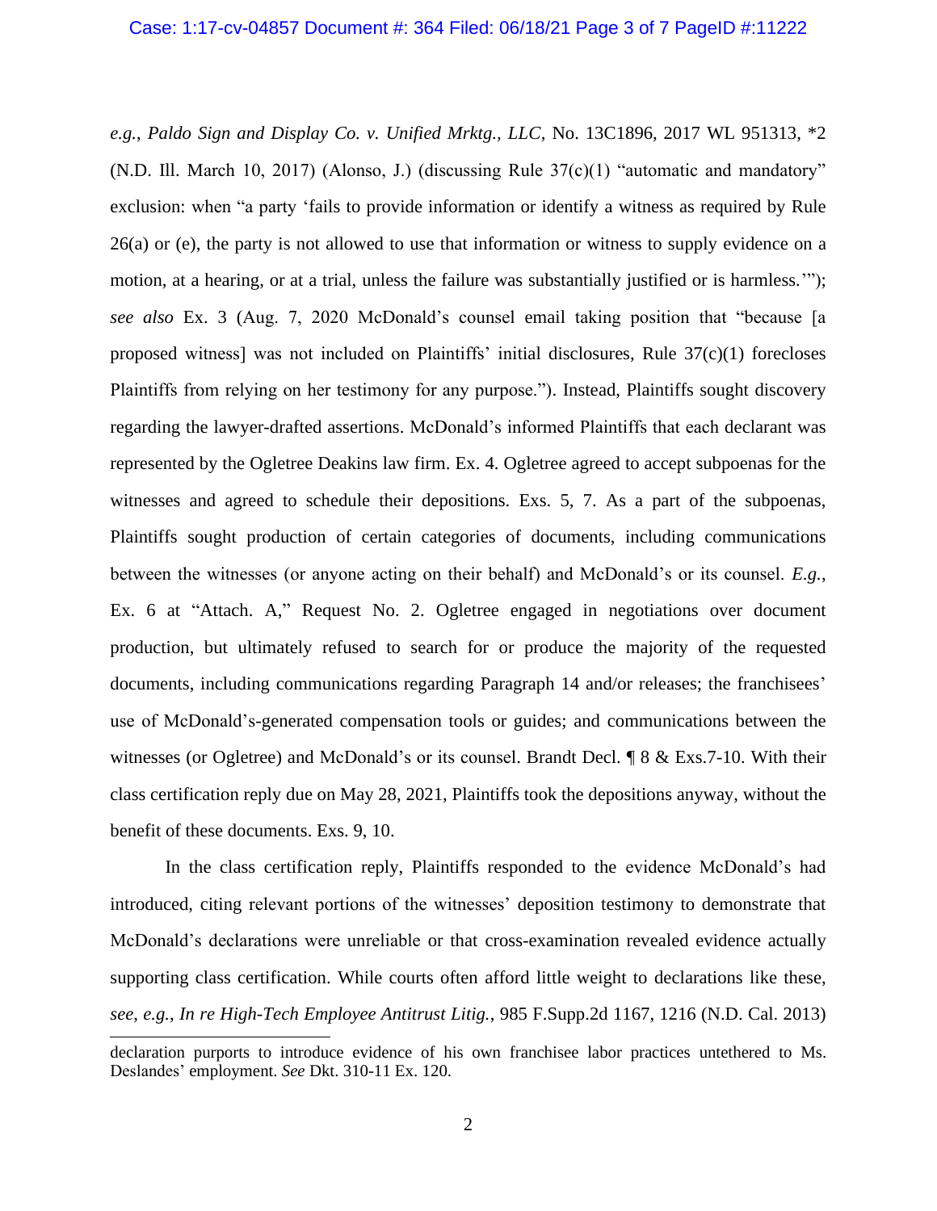*e.g.*, *Paldo Sign and Display Co. v. Unified Mrktg., LLC*, No. 13C1896, 2017 WL 951313, *2 (N.D. Ill. March 10, 2017) (Alonso, J.) (discussing Rule 37(c)(1) "automatic and mandatory" exclusion: when "a party 'fails to provide information or identify a witness as required by Rule 26(a) or (e), the party is not allowed to use that information or witness to supply evidence on a motion, at a hearing, or at a trial, unless the failure was substantially justified or is harmless.'"); *see also* Ex. 3 (Aug. 7, 2020 McDonald's counsel email taking position that "because [a proposed witness] was not included on Plaintiffs' initial disclosures, Rule 37(c)(1) forecloses Plaintiffs from relying on her testimony for any purpose."). Instead, Plaintiffs sought discovery regarding the lawyer-drafted assertions. McDonald's informed Plaintiffs that each declarant was represented by the Ogletree Deakins law firm. Ex. 4. Ogletree agreed to accept subpoenas for the witnesses and agreed to schedule their depositions. Exs. 5, 7. As a part of the subpoenas, Plaintiffs sought production of certain categories of documents, including communications between the witnesses (or anyone acting on their behalf) and McDonald's or its counsel. *E.g.*, Ex. 6 at "Attach. A," Request No. 2. Ogletree engaged in negotiations over document production, but ultimately refused to search for or produce the majority of the requested documents, including communications regarding Paragraph 14 and/or releases; the franchisees' use of McDonald's-generated compensation tools or guides; and communications between the witnesses (or Ogletree) and McDonald's or its counsel. Brandt Decl. ¶ 8 & Exs.7-10. With their class certification reply due on May 28, 2021, Plaintiffs took the depositions anyway, without the benefit of these documents. Exs. 9, 10.

In the class certification reply, Plaintiffs responded to the evidence McDonald's had introduced, citing relevant portions of the witnesses' deposition testimony to demonstrate that McDonald's declarations were unreliable or that cross-examination revealed evidence actually supporting class certification. While courts often afford little weight to declarations like these, *see, e.g.*, *In re High-Tech Employee Antitrust Litig.*, 985 F.Supp.2d 1167, 1216 (N.D. Cal. 2013)

---

declaration purports to introduce evidence of his own franchisee labor practices untethered to Ms. Deslandes' employment. *See* Dkt. 310-11 Ex. 120.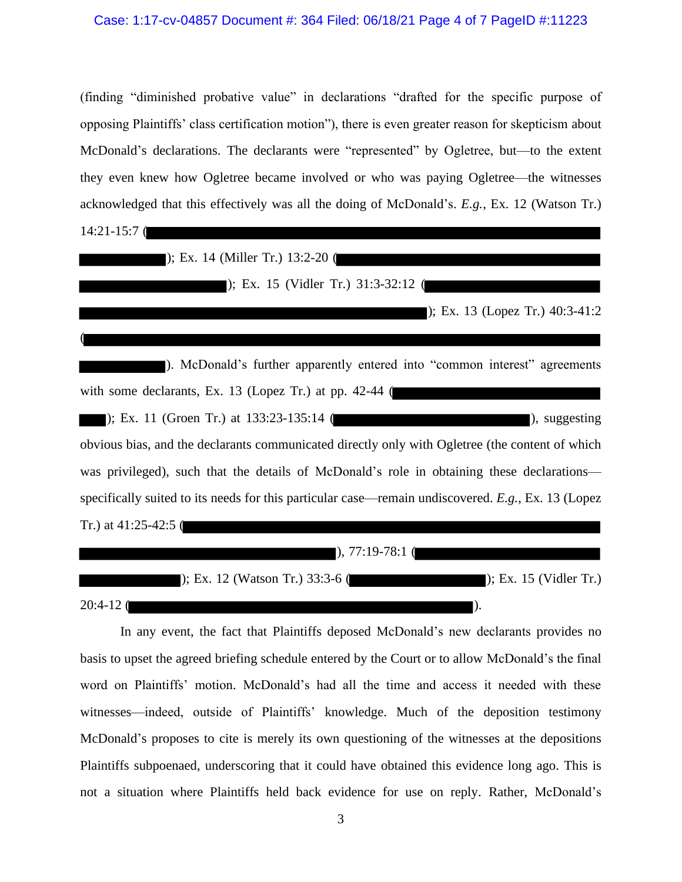(finding "diminished probative value" in declarations "drafted for the specific purpose of opposing Plaintiffs' class certification motion"), there is even greater reason for skepticism about McDonald's declarations. The declarants were "represented" by Ogletree, but—to the extent they even knew how Ogletree became involved or who was paying Ogletree—the witnesses acknowledged that this effectively was all the doing of McDonald's. *E.g.*, Ex. 12 (Watson Tr.) 14:21-15:7 (); Ex. 14 (Miller Tr.) 13:2-20 (); Ex. 15 (Vidler Tr.) 31:3-32:12 (); Ex. 13 (Lopez Tr.) 40:3-41:2 (). McDonald's further apparently entered into "common interest" agreements with some declarants, Ex. 13 (Lopez Tr.) at pp. 42-44 (); Ex. 11 (Groen Tr.) at 133:23-135:14 (), suggesting obvious bias, and the declarants communicated directly only with Ogletree (the content of which was privileged), such that the details of McDonald's role in obtaining these declarations—specifically suited to its needs for this particular case—remain undiscovered. *E.g.*, Ex. 13 (Lopez Tr.) at 41:25-42:5 (), 77:19-78:1 (); Ex. 12 (Watson Tr.) 33:3-6 (); Ex. 15 (Vidler Tr.) 20:4-12 ().

In any event, the fact that Plaintiffs deposed McDonald's new declarants provides no basis to upset the agreed briefing schedule entered by the Court or to allow McDonald's the final word on Plaintiffs' motion. McDonald's had all the time and access it needed with these witnesses—indeed, outside of Plaintiffs' knowledge. Much of the deposition testimony McDonald's proposes to cite is merely its own questioning of the witnesses at the depositions Plaintiffs subpoenaed, underscoring that it could have obtained this evidence long ago. This is not a situation where Plaintiffs held back evidence for use on reply. Rather, McDonald's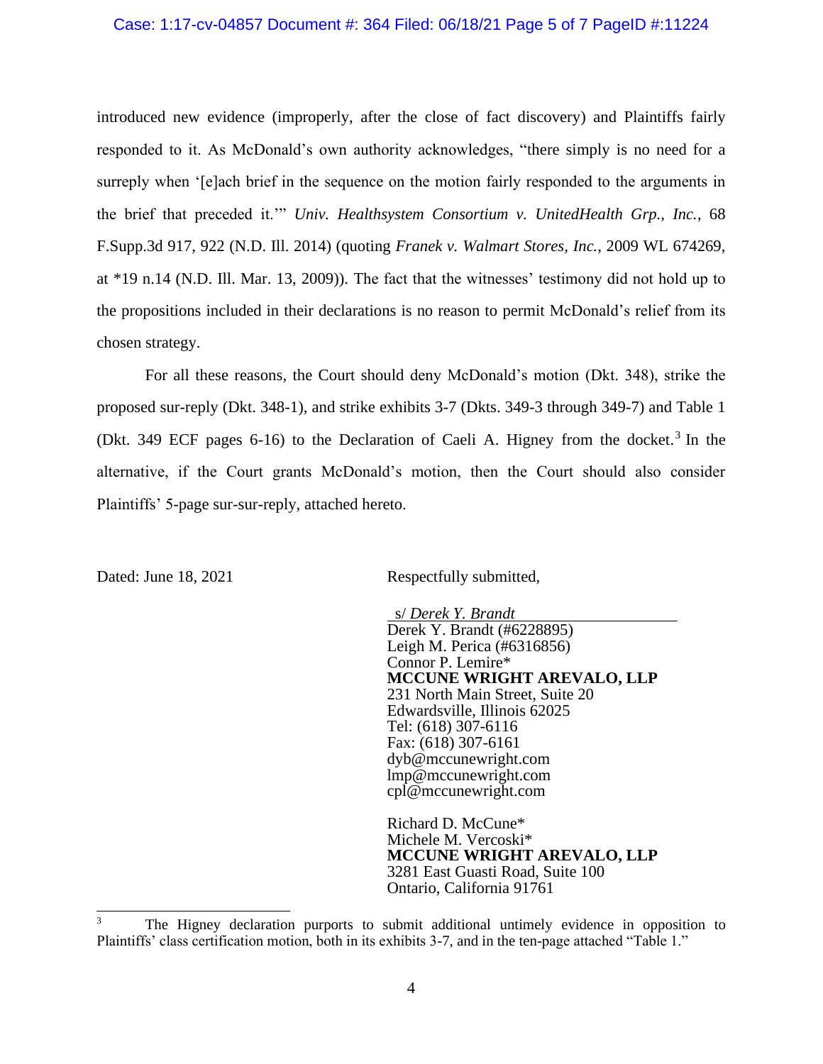introduced new evidence (improperly, after the close of fact discovery) and Plaintiffs fairly responded to it. As McDonald's own authority acknowledges, "there simply is no need for a surreply when '[e]ach brief in the sequence on the motion fairly responded to the arguments in the brief that preceded it.'" *Univ. Healthsystem Consortium v. UnitedHealth Grp., Inc.*, 68 F.Supp.3d 917, 922 (N.D. Ill. 2014) (quoting *Franek v. Walmart Stores, Inc.*, 2009 WL 674269, at *19 n.14 (N.D. Ill. Mar. 13, 2009)). The fact that the witnesses' testimony did not hold up to the propositions included in their declarations is no reason to permit McDonald's relief from its chosen strategy.

For all these reasons, the Court should deny McDonald's motion (Dkt. 348), strike the proposed sur-reply (Dkt. 348-1), and strike exhibits 3-7 (Dkts. 349-3 through 349-7) and Table 1 (Dkt. 349 ECF pages 6-16) to the Declaration of Caeli A. Higney from the docket.[3] In the alternative, if the Court grants McDonald's motion, then the Court should also consider Plaintiffs' 5-page sur-sur-reply, attached hereto.

Dated: June 18, 2021

Respectfully submitted,

s/ *Derek Y. Brandt*
Derek Y. Brandt (#6228895)
Leigh M. Perica (#6316856)
Connor P. Lemire*
**MCCUNE WRIGHT AREVALO, LLP**
231 North Main Street, Suite 20
Edwardsville, Illinois 62025
Tel: (618) 307-6116
Fax: (618) 307-6161
dyb@mccunewright.com
lmp@mccunewright.com
cpl@mccunewright.com

Richard D. McCune*
Michele M. Vercoski*
**MCCUNE WRIGHT AREVALO, LLP**
3281 East Guasti Road, Suite 100
Ontario, California 91761

---

[3] The Higney declaration purports to submit additional untimely evidence in opposition to Plaintiffs' class certification motion, both in its exhibits 3-7, and in the ten-page attached "Table 1."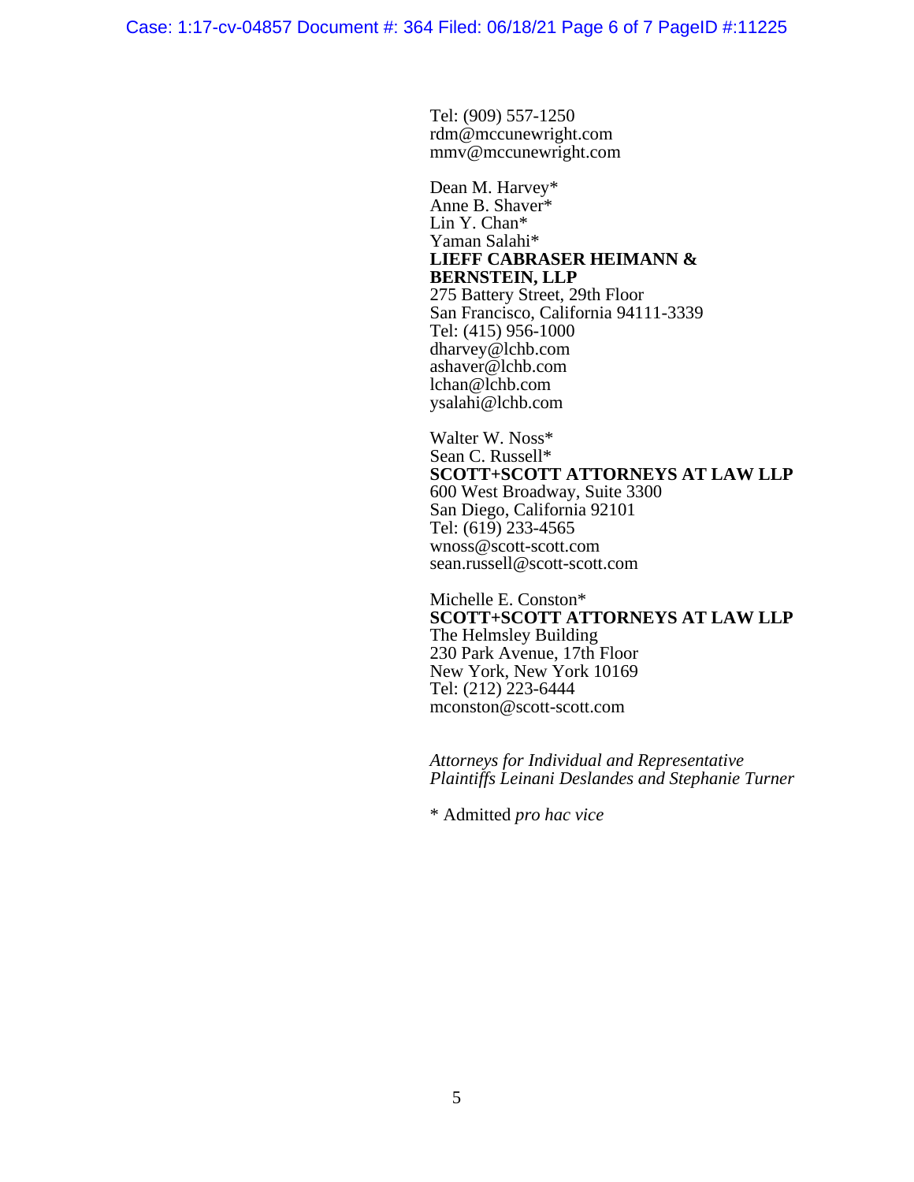Tel: (909) 557-1250
rdm@mccunewright.com
mmv@mccunewright.com

Dean M. Harvey*
Anne B. Shaver*
Lin Y. Chan*
Yaman Salahi*
**LIEFF CABRASER HEIMANN & BERNSTEIN, LLP**
275 Battery Street, 29th Floor
San Francisco, California 94111-3339
Tel: (415) 956-1000
dharvey@lchb.com
ashaver@lchb.com
lchan@lchb.com
ysalahi@lchb.com

Walter W. Noss*
Sean C. Russell*
**SCOTT+SCOTT ATTORNEYS AT LAW LLP**
600 West Broadway, Suite 3300
San Diego, California 92101
Tel: (619) 233-4565
wnoss@scott-scott.com
sean.russell@scott-scott.com

Michelle E. Conston*
**SCOTT+SCOTT ATTORNEYS AT LAW LLP**
The Helmsley Building
230 Park Avenue, 17th Floor
New York, New York 10169
Tel: (212) 223-6444
mconston@scott-scott.com

*Attorneys for Individual and Representative Plaintiffs Leinani Deslandes and Stephanie Turner*

\* Admitted *pro hac vice*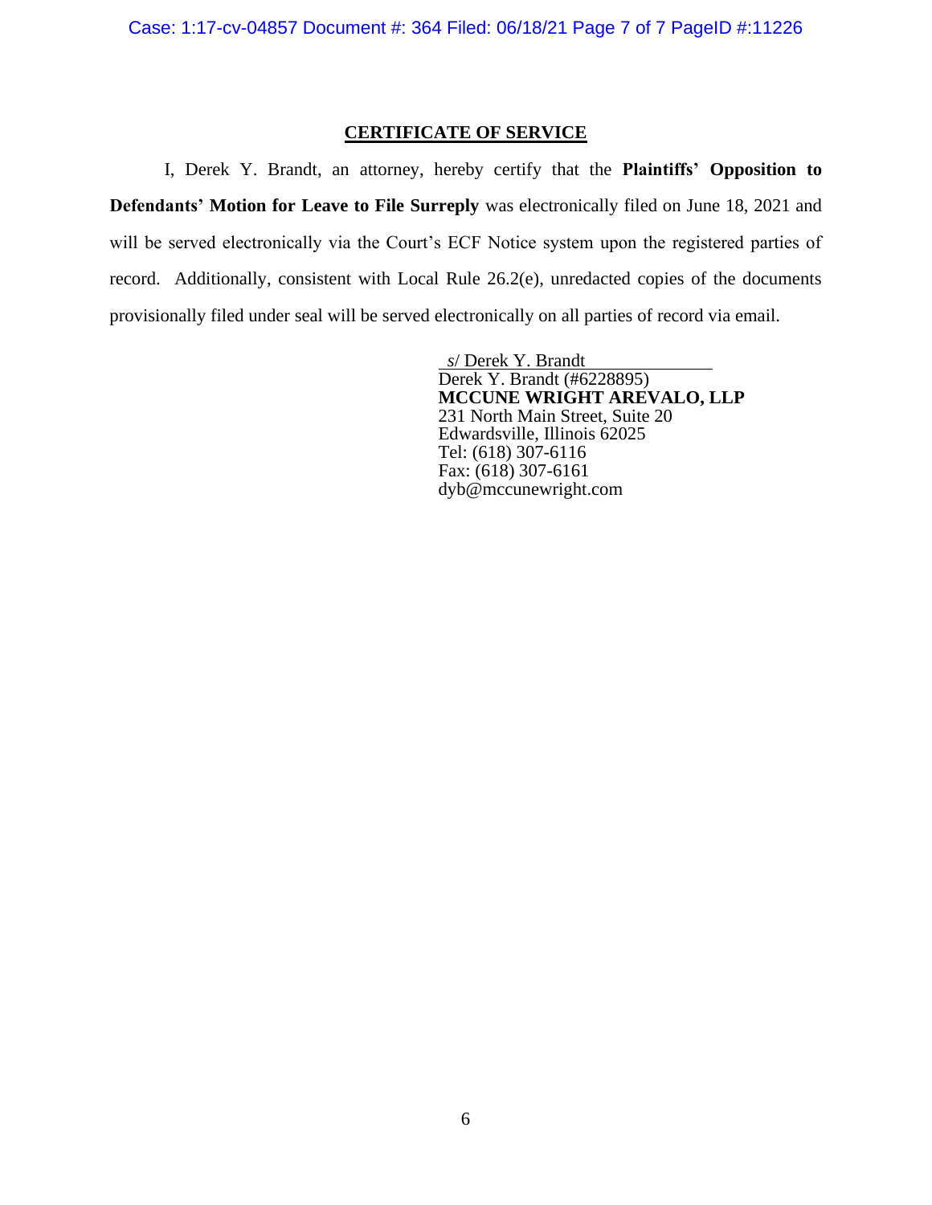## CERTIFICATE OF SERVICE

I, Derek Y. Brandt, an attorney, hereby certify that the **Plaintiffs' Opposition to Defendants' Motion for Leave to File Surreply** was electronically filed on June 18, 2021 and will be served electronically via the Court's ECF Notice system upon the registered parties of record. Additionally, consistent with Local Rule 26.2(e), unredacted copies of the documents provisionally filed under seal will be served electronically on all parties of record via email.

s/ Derek Y. Brandt
Derek Y. Brandt (#6228895)
**MCCUNE WRIGHT AREVALO, LLP**
231 North Main Street, Suite 20
Edwardsville, Illinois 62025
Tel: (618) 307-6116
Fax: (618) 307-6161
dyb@mccunewright.com